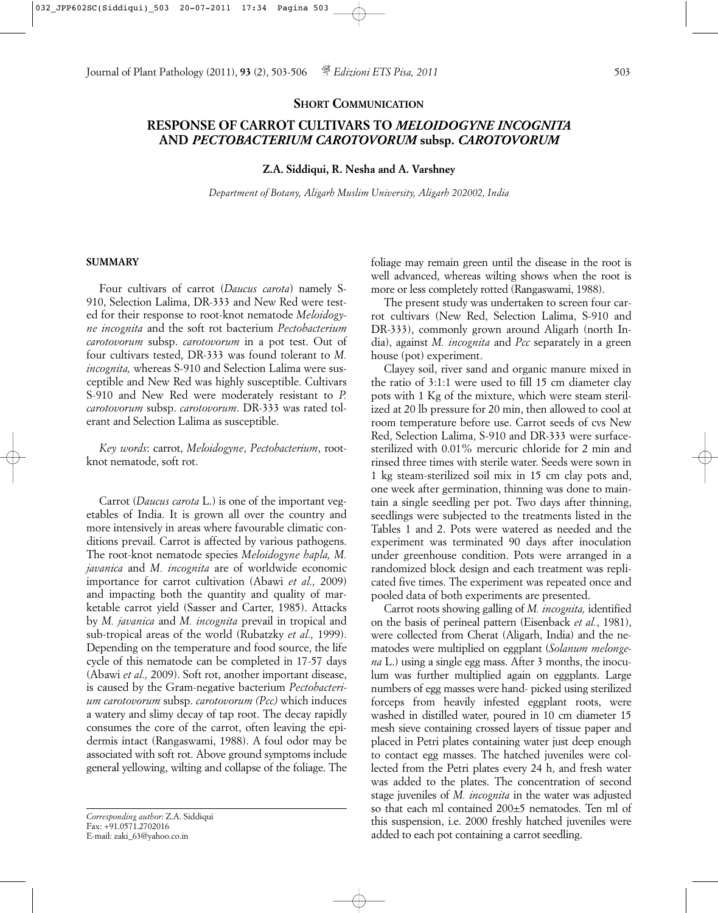**SHORT COMMUNICATION**

# RESPONSE OF CARROT CULTIVARS TO *MELOIDOGYNE INCOGNITA* AND *PECTOBACTERIUM CAROTOVORUM* subsp. *CAROTOVORUM*

**Z.A. Siddiqui, R. Nesha and A. Varshney**

*Department of Botany, Aligarh Muslim University, Aligarh 202002, India*

## SUMMARY

Four cultivars of carrot (*Daucus carota*) namely S-910, Selection Lalima, DR-333 and New Red were tested for their response to root-knot nematode *Meloidogyne incognita* and the soft rot bacterium *Pectobacterium carotovorum* subsp. *carotovorum* in a pot test. Out of four cultivars tested, DR-333 was found tolerant to *M. incognita,* whereas S-910 and Selection Lalima were susceptible and New Red was highly susceptible. Cultivars S-910 and New Red were moderately resistant to *P. carotovorum* subsp. *carotovorum*. DR-333 was rated tolerant and Selection Lalima as susceptible.

*Key words*: carrot, *Meloidogyne*, *Pectobacterium*, root-knot nematode, soft rot.

Carrot (*Daucus carota* L.) is one of the important vegetables of India. It is grown all over the country and more intensively in areas where favourable climatic conditions prevail. Carrot is affected by various pathogens. The root-knot nematode species *Meloidogyne hapla, M. javanica* and *M. incognita* are of worldwide economic importance for carrot cultivation (Abawi *et al.,* 2009) and impacting both the quantity and quality of marketable carrot yield (Sasser and Carter, 1985). Attacks by *M. javanica* and *M. incognita* prevail in tropical and sub-tropical areas of the world (Rubatzky *et al.,* 1999). Depending on the temperature and food source, the life cycle of this nematode can be completed in 17-57 days (Abawi *et al.,* 2009). Soft rot, another important disease, is caused by the Gram-negative bacterium *Pectobacterium carotovorum* subsp. *carotovorum (Pcc)* which induces a watery and slimy decay of tap root. The decay rapidly consumes the core of the carrot, often leaving the epidermis intact (Rangaswami, 1988). A foul odor may be associated with soft rot. Above ground symptoms include general yellowing, wilting and collapse of the foliage. The foliage may remain green until the disease in the root is well advanced, whereas wilting shows when the root is more or less completely rotted (Rangaswami, 1988).

The present study was undertaken to screen four carrot cultivars (New Red, Selection Lalima, S-910 and DR-333), commonly grown around Aligarh (north India), against *M. incognita* and *Pcc* separately in a green house (pot) experiment.

Clayey soil, river sand and organic manure mixed in the ratio of 3:1:1 were used to fill 15 cm diameter clay pots with 1 Kg of the mixture, which were steam sterilized at 20 lb pressure for 20 min, then allowed to cool at room temperature before use. Carrot seeds of cvs New Red, Selection Lalima, S-910 and DR-333 were surface-sterilized with 0.01% mercuric chloride for 2 min and rinsed three times with sterile water. Seeds were sown in 1 kg steam-sterilized soil mix in 15 cm clay pots and, one week after germination, thinning was done to maintain a single seedling per pot. Two days after thinning, seedlings were subjected to the treatments listed in the Tables 1 and 2. Pots were watered as needed and the experiment was terminated 90 days after inoculation under greenhouse condition. Pots were arranged in a randomized block design and each treatment was replicated five times. The experiment was repeated once and pooled data of both experiments are presented.

Carrot roots showing galling of *M. incognita,* identified on the basis of perineal pattern (Eisenback *et al.*, 1981), were collected from Cherat (Aligarh, India) and the nematodes were multiplied on eggplant (*Solanum melongena* L.) using a single egg mass. After 3 months, the inoculum was further multiplied again on eggplants. Large numbers of egg masses were hand- picked using sterilized forceps from heavily infested eggplant roots, were washed in distilled water, poured in 10 cm diameter 15 mesh sieve containing crossed layers of tissue paper and placed in Petri plates containing water just deep enough to contact egg masses. The hatched juveniles were collected from the Petri plates every 24 h, and fresh water was added to the plates. The concentration of second stage juveniles of *M. incognita* in the water was adjusted so that each ml contained 200±5 nematodes. Ten ml of this suspension, i.e. 2000 freshly hatched juveniles were added to each pot containing a carrot seedling.

*Corresponding author*: Z.A. Siddiqui
Fax: +91.0571.2702016
E-mail: zaki_63@yahoo.co.in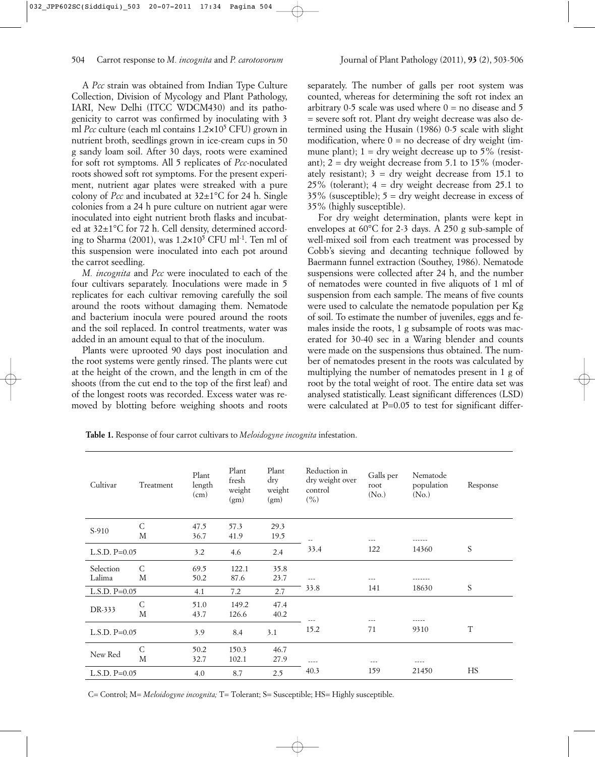A *Pcc* strain was obtained from Indian Type Culture Collection, Division of Mycology and Plant Pathology, IARI, New Delhi (ITCC WDCM430) and its pathogenicity to carrot was confirmed by inoculating with 3 ml *Pcc* culture (each ml contains $1.2 \times 10^5$ CFU) grown in nutrient broth, seedlings grown in ice-cream cups in 50 g sandy loam soil. After 30 days, roots were examined for soft rot symptoms. All 5 replicates of *Pcc*-noculated roots showed soft rot symptoms. For the present experiment, nutrient agar plates were streaked with a pure colony of *Pcc* and incubated at 32±1°C for 24 h. Single colonies from a 24 h pure culture on nutrient agar were inoculated into eight nutrient broth flasks and incubated at 32±1°C for 72 h. Cell density, determined according to Sharma (2001), was $1.2 \times 10^5$ CFU $ml^{-1}$. Ten ml of this suspension were inoculated into each pot around the carrot seedling.

*M. incognita* and *Pcc* were inoculated to each of the four cultivars separately. Inoculations were made in 5 replicates for each cultivar removing carefully the soil around the roots without damaging them. Nematode and bacterium inocula were poured around the roots and the soil replaced. In control treatments, water was added in an amount equal to that of the inoculum.

Plants were uprooted 90 days post inoculation and the root systems were gently rinsed. The plants were cut at the height of the crown, and the length in cm of the shoots (from the cut end to the top of the first leaf) and of the longest roots was recorded. Excess water was removed by blotting before weighing shoots and roots separately. The number of galls per root system was counted, whereas for determining the soft rot index an arbitrary 0-5 scale was used where 0 = no disease and 5 = severe soft rot. Plant dry weight decrease was also determined using the Husain (1986) 0-5 scale with slight modification, where 0 = no decrease of dry weight (immune plant); 1 = dry weight decrease up to 5% (resistant); 2 = dry weight decrease from 5.1 to 15% (moderately resistant); 3 = dry weight decrease from 15.1 to 25% (tolerant); 4 = dry weight decrease from 25.1 to 35% (susceptible); 5 = dry weight decrease in excess of 35% (highly susceptible).

For dry weight determination, plants were kept in envelopes at 60°C for 2-3 days. A 250 g sub-sample of well-mixed soil from each treatment was processed by Cobb's sieving and decanting technique followed by Baermann funnel extraction (Southey, 1986). Nematode suspensions were collected after 24 h, and the number of nematodes were counted in five aliquots of 1 ml of suspension from each sample. The means of five counts were used to calculate the nematode population per Kg of soil. To estimate the number of juveniles, eggs and females inside the roots, 1 g subsample of roots was macerated for 30-40 sec in a Waring blender and counts were made on the suspensions thus obtained. The number of nematodes present in the roots was calculated by multiplying the number of nematodes present in 1 g of root by the total weight of root. The entire data set was analysed statistically. Least significant differences (LSD) were calculated at P=0.05 to test for significant differ-

**Table 1.** Response of four carrot cultivars to *Meloidogyne incognita* infestation.

| Cultivar | Treatment | Plant length (cm) | Plant fresh weight (gm) | Plant dry weight (gm) | Reduction in dry weight over control (%) | Galls per root (No.) | Nematode population (No.) | Response |
|---|---|---|---|---|---|---|---|---|
| S-910 | C | 47.5 | 57.3 | 29.3 | -- | --- | ------ | |
| | M | 36.7 | 41.9 | 19.5 | 33.4 | 122 | 14360 | S |
| L.S.D. P=0.05 | | 3.2 | 4.6 | 2.4 | | | | |
| Selection Lalima | C | 69.5 | 122.1 | 35.8 | --- | --- | ------- | |
| | M | 50.2 | 87.6 | 23.7 | 33.8 | 141 | 18630 | S |
| L.S.D. P=0.05 | | 4.1 | 7.2 | 2.7 | | | | |
| DR-333 | C | 51.0 | 149.2 | 47.4 | --- | --- | ----- | |
| | M | 43.7 | 126.6 | 40.2 | 15.2 | 71 | 9310 | T |
| L.S.D. P=0.05 | | 3.9 | 8.4 | 3.1 | | | | |
| New Red | C | 50.2 | 150.3 | 46.7 | ---- | --- | ---- | |
| | M | 32.7 | 102.1 | 27.9 | 40.3 | 159 | 21450 | HS |
| L.S.D. P=0.05 | | 4.0 | 8.7 | 2.5 | | | | |

C= Control; M= *Meloidogyne incognita;* T= Tolerant; S= Susceptible; HS= Highly susceptible.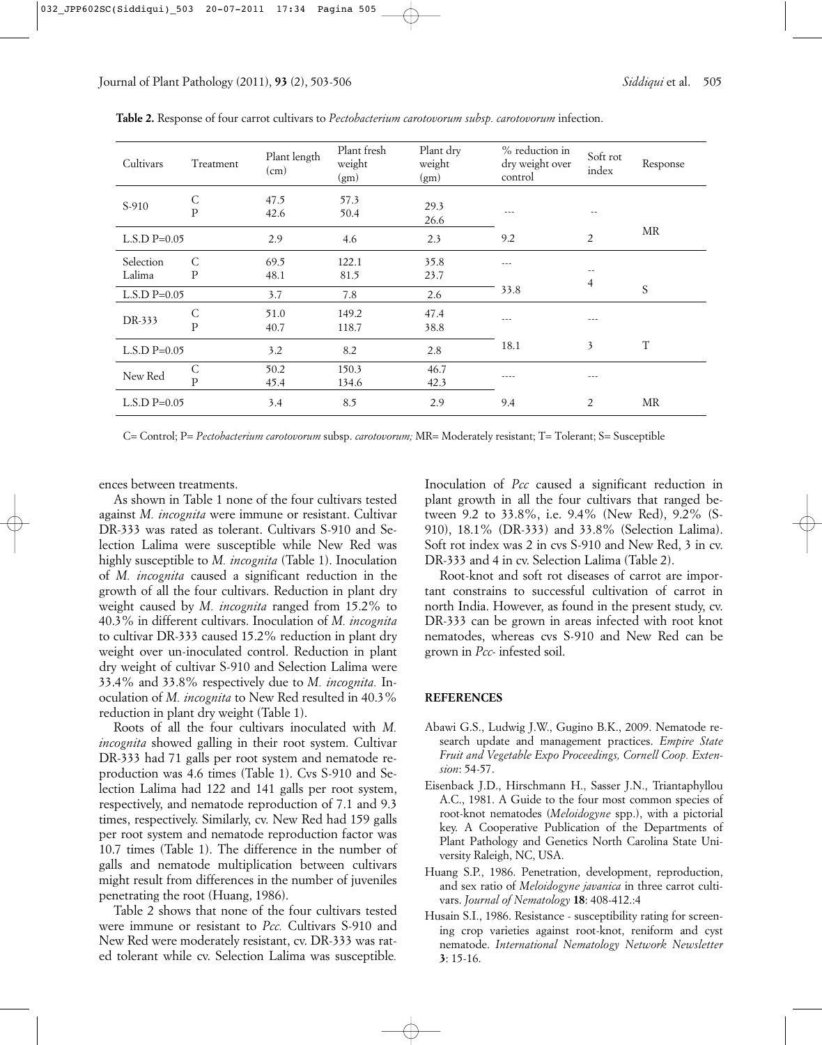**Table 2.** Response of four carrot cultivars to *Pectobacterium carotovorum subsp. carotovorum* infection.

| Cultivars | Treatment | Plant length (cm) | Plant fresh weight (gm) | Plant dry weight (gm) | % reduction in dry weight over control | Soft rot index | Response |
|---|---|---|---|---|---|---|---|
| S-910 | C<br>P | 47.5<br>42.6 | 57.3<br>50.4 | 29.3<br>26.6 | --- | -- | |
| L.S.D P=0.05 | | 2.9 | 4.6 | 2.3 | 9.2 | 2 | MR |
| Selection Lalima | C<br>P | 69.5<br>48.1 | 122.1<br>81.5 | 35.8<br>23.7 | --- | -- | |
| L.S.D P=0.05 | | 3.7 | 7.8 | 2.6 | 33.8 | 4 | S |
| DR-333 | C<br>P | 51.0<br>40.7 | 149.2<br>118.7 | 47.4<br>38.8 | --- | --- | |
| L.S.D P=0.05 | | 3.2 | 8.2 | 2.8 | 18.1 | 3 | T |
| New Red | C<br>P | 50.2<br>45.4 | 150.3<br>134.6 | 46.7<br>42.3 | ---- | --- | |
| L.S.D P=0.05 | | 3.4 | 8.5 | 2.9 | 9.4 | 2 | MR |

C= Control; P= *Pectobacterium carotovorum* subsp. *carotovorum;* MR= Moderately resistant; T= Tolerant; S= Susceptible

ences between treatments.

As shown in Table 1 none of the four cultivars tested against *M. incognita* were immune or resistant. Cultivar DR-333 was rated as tolerant. Cultivars S-910 and Selection Lalima were susceptible while New Red was highly susceptible to *M. incognita* (Table 1). Inoculation of *M. incognita* caused a significant reduction in the growth of all the four cultivars. Reduction in plant dry weight caused by *M. incognita* ranged from 15.2% to 40.3% in different cultivars. Inoculation of *M. incognita* to cultivar DR-333 caused 15.2% reduction in plant dry weight over un-inoculated control. Reduction in plant dry weight of cultivar S-910 and Selection Lalima were 33.4% and 33.8% respectively due to *M. incognita.* Inoculation of *M. incognita* to New Red resulted in 40.3% reduction in plant dry weight (Table 1).

Roots of all the four cultivars inoculated with *M. incognita* showed galling in their root system. Cultivar DR-333 had 71 galls per root system and nematode reproduction was 4.6 times (Table 1). Cvs S-910 and Selection Lalima had 122 and 141 galls per root system, respectively, and nematode reproduction of 7.1 and 9.3 times, respectively. Similarly, cv. New Red had 159 galls per root system and nematode reproduction factor was 10.7 times (Table 1). The difference in the number of galls and nematode multiplication between cultivars might result from differences in the number of juveniles penetrating the root (Huang, 1986).

Table 2 shows that none of the four cultivars tested were immune or resistant to *Pcc.* Cultivars S-910 and New Red were moderately resistant, cv. DR-333 was rated tolerant while cv. Selection Lalima was susceptible. Inoculation of *Pcc* caused a significant reduction in plant growth in all the four cultivars that ranged between 9.2 to 33.8%, i.e. 9.4% (New Red), 9.2% (S-910), 18.1% (DR-333) and 33.8% (Selection Lalima). Soft rot index was 2 in cvs S-910 and New Red, 3 in cv. DR-333 and 4 in cv. Selection Lalima (Table 2).

Root-knot and soft rot diseases of carrot are important constrains to successful cultivation of carrot in north India. However, as found in the present study, cv. DR-333 can be grown in areas infected with root knot nematodes, whereas cvs S-910 and New Red can be grown in *Pcc*- infested soil.

## REFERENCES

Abawi G.S., Ludwig J.W., Gugino B.K., 2009. Nematode research update and management practices. *Empire State Fruit and Vegetable Expo Proceedings, Cornell Coop. Extension*: 54-57.

Eisenback J.D., Hirschmann H., Sasser J.N., Triantaphyllou A.C., 1981. A Guide to the four most common species of root-knot nematodes (*Meloidogyne* spp.), with a pictorial key. A Cooperative Publication of the Departments of Plant Pathology and Genetics North Carolina State University Raleigh, NC, USA.

Huang S.P., 1986. Penetration, development, reproduction, and sex ratio of *Meloidogyne javanica* in three carrot cultivars. *Journal of Nematology* **18**: 408-412.:4

Husain S.I., 1986. Resistance - susceptibility rating for screening crop varieties against root-knot, reniform and cyst nematode. *International Nematology Network Newsletter* **3**: 15-16.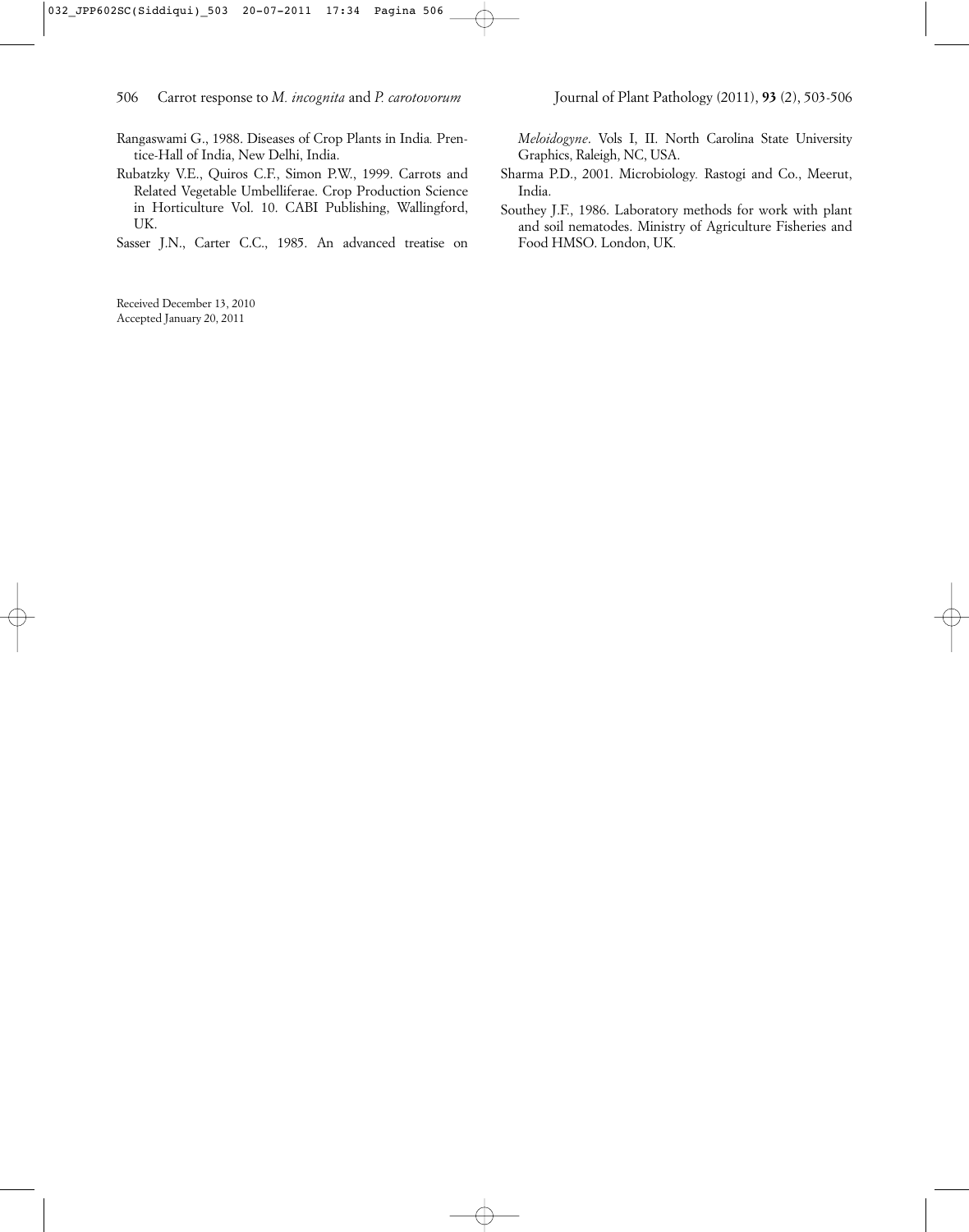Rangaswami G., 1988. Diseases of Crop Plants in India. Prentice-Hall of India, New Delhi, India.

Rubatzky V.E., Quiros C.F., Simon P.W., 1999. Carrots and Related Vegetable Umbelliferae. Crop Production Science in Horticulture Vol. 10. CABI Publishing, Wallingford, UK.

Sasser J.N., Carter C.C., 1985. An advanced treatise on *Meloidogyne*. Vols I, II. North Carolina State University Graphics, Raleigh, NC, USA.

Sharma P.D., 2001. Microbiology. Rastogi and Co., Meerut, India.

Southey J.F., 1986. Laboratory methods for work with plant and soil nematodes. Ministry of Agriculture Fisheries and Food HMSO. London, UK.

Received December 13, 2010
Accepted January 20, 2011